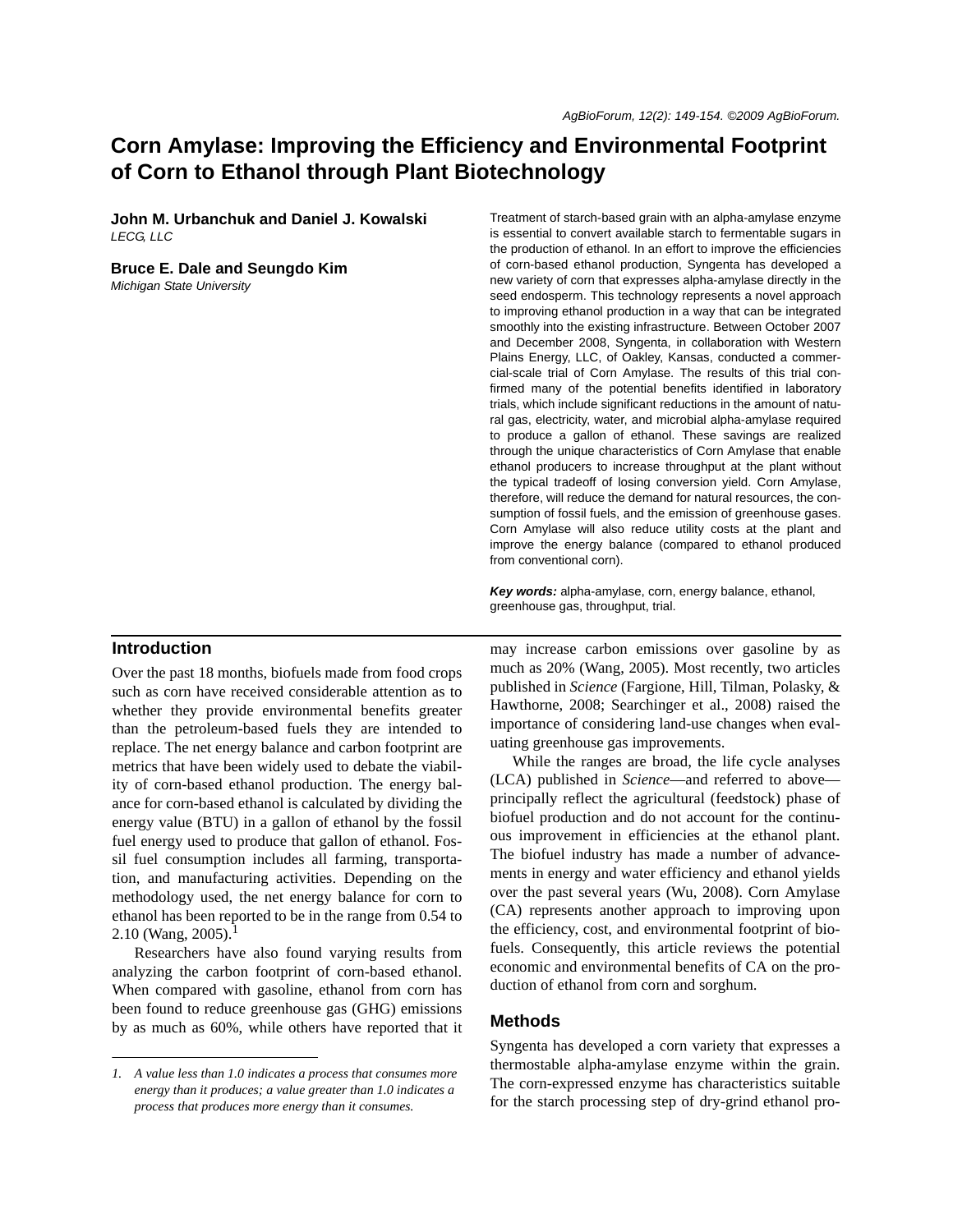# Corn Amylase: Improving the Efficiency and Environmental Footprint of Corn to Ethanol through Plant Biotechnology

**John M. Urbanchuk and Daniel J. Kowalski**
*LECG, LLC*

**Bruce E. Dale and Seungdo Kim**
*Michigan State University*

Treatment of starch-based grain with an alpha-amylase enzyme is essential to convert available starch to fermentable sugars in the production of ethanol. In an effort to improve the efficiencies of corn-based ethanol production, Syngenta has developed a new variety of corn that expresses alpha-amylase directly in the seed endosperm. This technology represents a novel approach to improving ethanol production in a way that can be integrated smoothly into the existing infrastructure. Between October 2007 and December 2008, Syngenta, in collaboration with Western Plains Energy, LLC, of Oakley, Kansas, conducted a commercial-scale trial of Corn Amylase. The results of this trial confirmed many of the potential benefits identified in laboratory trials, which include significant reductions in the amount of natural gas, electricity, water, and microbial alpha-amylase required to produce a gallon of ethanol. These savings are realized through the unique characteristics of Corn Amylase that enable ethanol producers to increase throughput at the plant without the typical tradeoff of losing conversion yield. Corn Amylase, therefore, will reduce the demand for natural resources, the consumption of fossil fuels, and the emission of greenhouse gases. Corn Amylase will also reduce utility costs at the plant and improve the energy balance (compared to ethanol produced from conventional corn).

***Key words:*** alpha-amylase, corn, energy balance, ethanol, greenhouse gas, throughput, trial.

## Introduction

Over the past 18 months, biofuels made from food crops such as corn have received considerable attention as to whether they provide environmental benefits greater than the petroleum-based fuels they are intended to replace. The net energy balance and carbon footprint are metrics that have been widely used to debate the viability of corn-based ethanol production. The energy balance for corn-based ethanol is calculated by dividing the energy value (BTU) in a gallon of ethanol by the fossil fuel energy used to produce that gallon of ethanol. Fossil fuel consumption includes all farming, transportation, and manufacturing activities. Depending on the methodology used, the net energy balance for corn to ethanol has been reported to be in the range from 0.54 to 2.10 (Wang, 2005).[1]

Researchers have also found varying results from analyzing the carbon footprint of corn-based ethanol. When compared with gasoline, ethanol from corn has been found to reduce greenhouse gas (GHG) emissions by as much as 60%, while others have reported that it may increase carbon emissions over gasoline by as much as 20% (Wang, 2005). Most recently, two articles published in *Science* (Fargione, Hill, Tilman, Polasky, & Hawthorne, 2008; Searchinger et al., 2008) raised the importance of considering land-use changes when evaluating greenhouse gas improvements.

While the ranges are broad, the life cycle analyses (LCA) published in *Science*—and referred to above—principally reflect the agricultural (feedstock) phase of biofuel production and do not account for the continuous improvement in efficiencies at the ethanol plant. The biofuel industry has made a number of advancements in energy and water efficiency and ethanol yields over the past several years (Wu, 2008). Corn Amylase (CA) represents another approach to improving upon the efficiency, cost, and environmental footprint of biofuels. Consequently, this article reviews the potential economic and environmental benefits of CA on the production of ethanol from corn and sorghum.

## Methods

Syngenta has developed a corn variety that expresses a thermostable alpha-amylase enzyme within the grain. The corn-expressed enzyme has characteristics suitable for the starch processing step of dry-grind ethanol pro-

1. *A value less than 1.0 indicates a process that consumes more energy than it produces; a value greater than 1.0 indicates a process that produces more energy than it consumes.*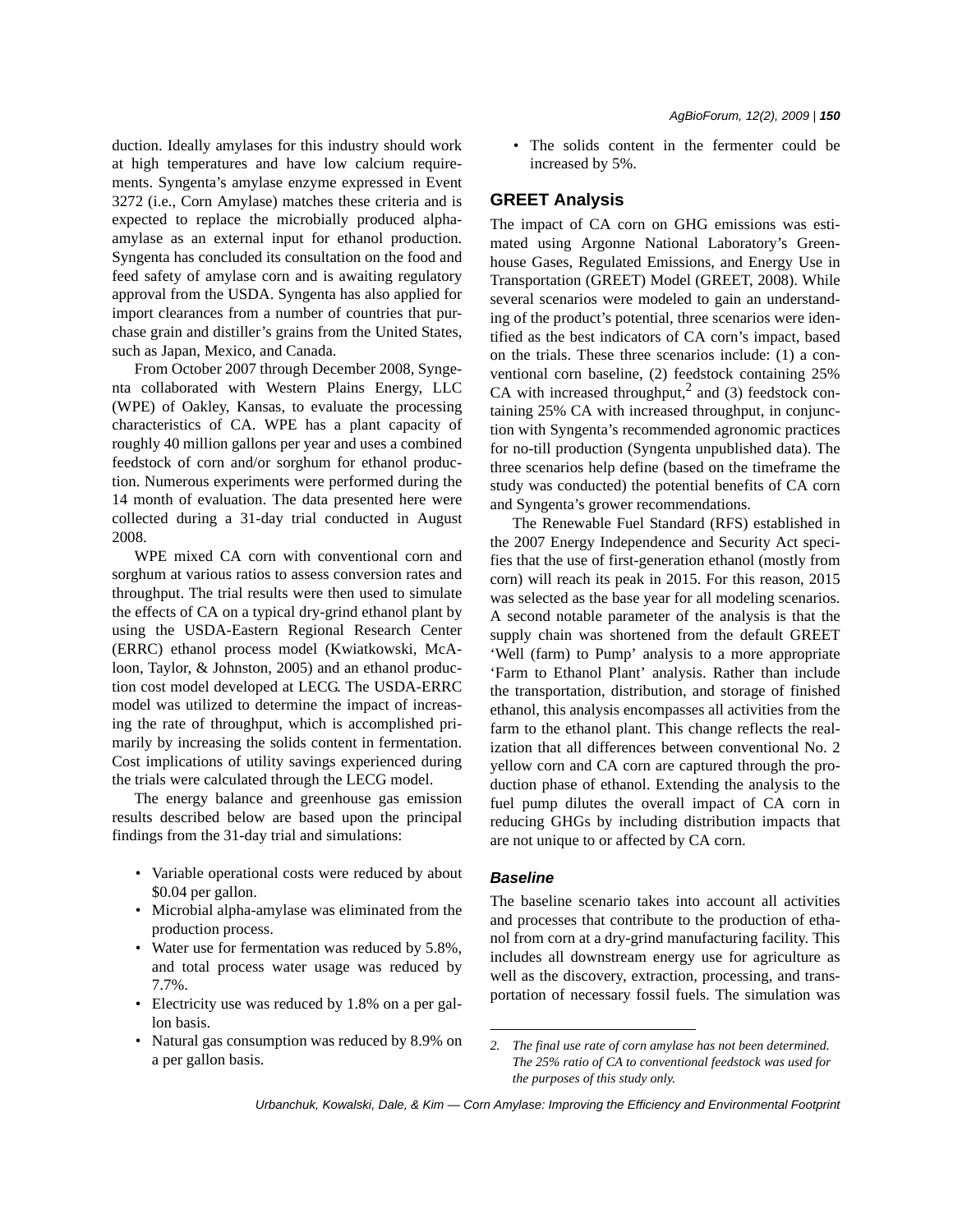duction. Ideally amylases for this industry should work at high temperatures and have low calcium requirements. Syngenta's amylase enzyme expressed in Event 3272 (i.e., Corn Amylase) matches these criteria and is expected to replace the microbially produced alpha-amylase as an external input for ethanol production. Syngenta has concluded its consultation on the food and feed safety of amylase corn and is awaiting regulatory approval from the USDA. Syngenta has also applied for import clearances from a number of countries that purchase grain and distiller's grains from the United States, such as Japan, Mexico, and Canada.

From October 2007 through December 2008, Syngenta collaborated with Western Plains Energy, LLC (WPE) of Oakley, Kansas, to evaluate the processing characteristics of CA. WPE has a plant capacity of roughly 40 million gallons per year and uses a combined feedstock of corn and/or sorghum for ethanol production. Numerous experiments were performed during the 14 month of evaluation. The data presented here were collected during a 31-day trial conducted in August 2008.

WPE mixed CA corn with conventional corn and sorghum at various ratios to assess conversion rates and throughput. The trial results were then used to simulate the effects of CA on a typical dry-grind ethanol plant by using the USDA-Eastern Regional Research Center (ERRC) ethanol process model (Kwiatkowski, McAloon, Taylor, & Johnston, 2005) and an ethanol production cost model developed at LECG. The USDA-ERRC model was utilized to determine the impact of increasing the rate of throughput, which is accomplished primarily by increasing the solids content in fermentation. Cost implications of utility savings experienced during the trials were calculated through the LECG model.

The energy balance and greenhouse gas emission results described below are based upon the principal findings from the 31-day trial and simulations:

- Variable operational costs were reduced by about \$0.04 per gallon.
- Microbial alpha-amylase was eliminated from the production process.
- Water use for fermentation was reduced by 5.8%, and total process water usage was reduced by 7.7%.
- Electricity use was reduced by 1.8% on a per gallon basis.
- Natural gas consumption was reduced by 8.9% on a per gallon basis.
- The solids content in the fermenter could be increased by 5%.

## GREET Analysis

The impact of CA corn on GHG emissions was estimated using Argonne National Laboratory's Greenhouse Gases, Regulated Emissions, and Energy Use in Transportation (GREET) Model (GREET, 2008). While several scenarios were modeled to gain an understanding of the product's potential, three scenarios were identified as the best indicators of CA corn's impact, based on the trials. These three scenarios include: (1) a conventional corn baseline, (2) feedstock containing 25% CA with increased throughput,[2] and (3) feedstock containing 25% CA with increased throughput, in conjunction with Syngenta's recommended agronomic practices for no-till production (Syngenta unpublished data). The three scenarios help define (based on the timeframe the study was conducted) the potential benefits of CA corn and Syngenta's grower recommendations.

The Renewable Fuel Standard (RFS) established in the 2007 Energy Independence and Security Act specifies that the use of first-generation ethanol (mostly from corn) will reach its peak in 2015. For this reason, 2015 was selected as the base year for all modeling scenarios. A second notable parameter of the analysis is that the supply chain was shortened from the default GREET 'Well (farm) to Pump' analysis to a more appropriate 'Farm to Ethanol Plant' analysis. Rather than include the transportation, distribution, and storage of finished ethanol, this analysis encompasses all activities from the farm to the ethanol plant. This change reflects the realization that all differences between conventional No. 2 yellow corn and CA corn are captured through the production phase of ethanol. Extending the analysis to the fuel pump dilutes the overall impact of CA corn in reducing GHGs by including distribution impacts that are not unique to or affected by CA corn.

### *Baseline*

The baseline scenario takes into account all activities and processes that contribute to the production of ethanol from corn at a dry-grind manufacturing facility. This includes all downstream energy use for agriculture as well as the discovery, extraction, processing, and transportation of necessary fossil fuels. The simulation was

*2. The final use rate of corn amylase has not been determined. The 25% ratio of CA to conventional feedstock was used for the purposes of this study only.*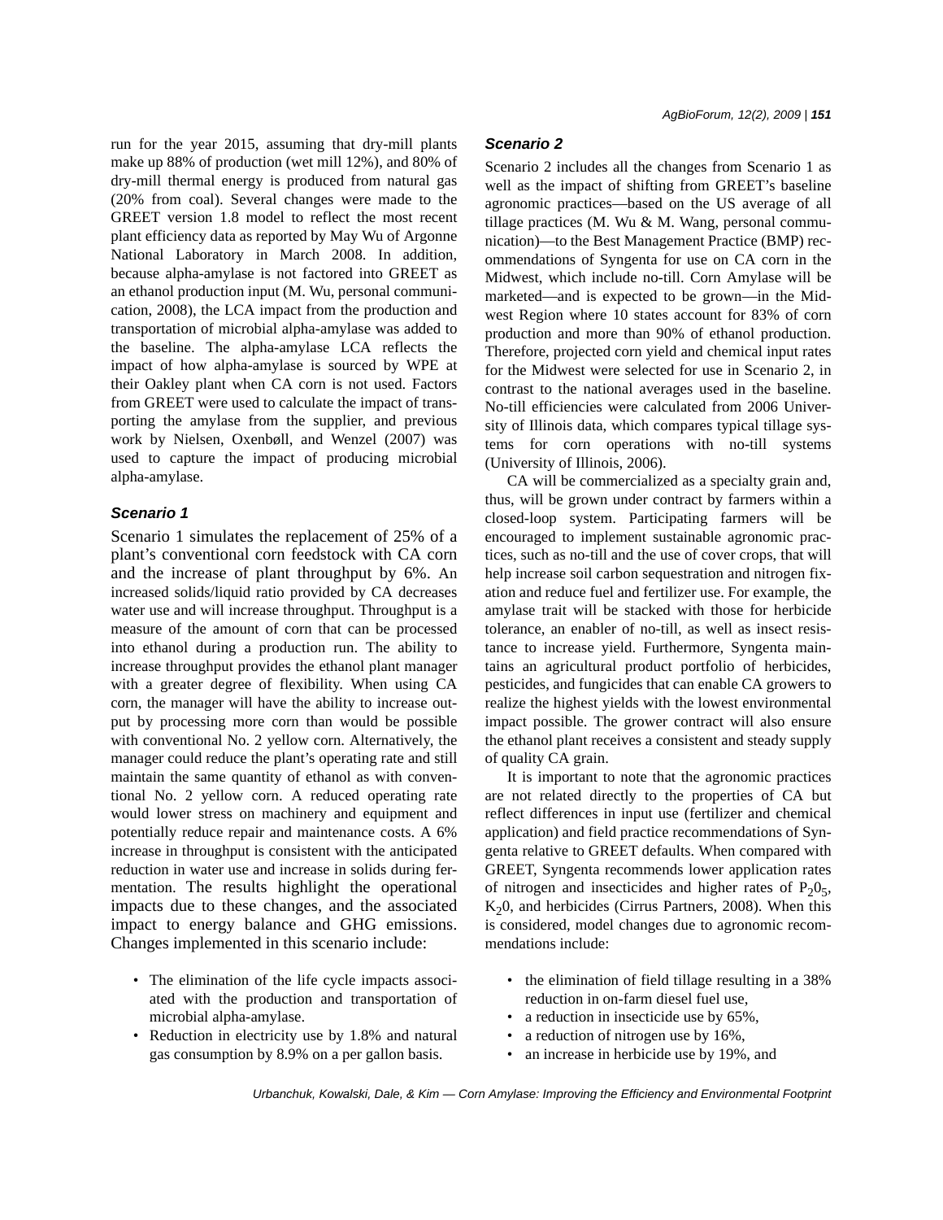run for the year 2015, assuming that dry-mill plants make up 88% of production (wet mill 12%), and 80% of dry-mill thermal energy is produced from natural gas (20% from coal). Several changes were made to the GREET version 1.8 model to reflect the most recent plant efficiency data as reported by May Wu of Argonne National Laboratory in March 2008. In addition, because alpha-amylase is not factored into GREET as an ethanol production input (M. Wu, personal communication, 2008), the LCA impact from the production and transportation of microbial alpha-amylase was added to the baseline. The alpha-amylase LCA reflects the impact of how alpha-amylase is sourced by WPE at their Oakley plant when CA corn is not used. Factors from GREET were used to calculate the impact of transporting the amylase from the supplier, and previous work by Nielsen, Oxenbøll, and Wenzel (2007) was used to capture the impact of producing microbial alpha-amylase.

### *Scenario 1*

Scenario 1 simulates the replacement of 25% of a plant's conventional corn feedstock with CA corn and the increase of plant throughput by 6%. An increased solids/liquid ratio provided by CA decreases water use and will increase throughput. Throughput is a measure of the amount of corn that can be processed into ethanol during a production run. The ability to increase throughput provides the ethanol plant manager with a greater degree of flexibility. When using CA corn, the manager will have the ability to increase output by processing more corn than would be possible with conventional No. 2 yellow corn. Alternatively, the manager could reduce the plant's operating rate and still maintain the same quantity of ethanol as with conventional No. 2 yellow corn. A reduced operating rate would lower stress on machinery and equipment and potentially reduce repair and maintenance costs. A 6% increase in throughput is consistent with the anticipated reduction in water use and increase in solids during fermentation. The results highlight the operational impacts due to these changes, and the associated impact to energy balance and GHG emissions. Changes implemented in this scenario include:

- The elimination of the life cycle impacts associated with the production and transportation of microbial alpha-amylase.
- Reduction in electricity use by 1.8% and natural gas consumption by 8.9% on a per gallon basis.

### *Scenario 2*

Scenario 2 includes all the changes from Scenario 1 as well as the impact of shifting from GREET's baseline agronomic practices—based on the US average of all tillage practices (M. Wu & M. Wang, personal communication)—to the Best Management Practice (BMP) recommendations of Syngenta for use on CA corn in the Midwest, which include no-till. Corn Amylase will be marketed—and is expected to be grown—in the Midwest Region where 10 states account for 83% of corn production and more than 90% of ethanol production. Therefore, projected corn yield and chemical input rates for the Midwest were selected for use in Scenario 2, in contrast to the national averages used in the baseline. No-till efficiencies were calculated from 2006 University of Illinois data, which compares typical tillage systems for corn operations with no-till systems (University of Illinois, 2006).

CA will be commercialized as a specialty grain and, thus, will be grown under contract by farmers within a closed-loop system. Participating farmers will be encouraged to implement sustainable agronomic practices, such as no-till and the use of cover crops, that will help increase soil carbon sequestration and nitrogen fixation and reduce fuel and fertilizer use. For example, the amylase trait will be stacked with those for herbicide tolerance, an enabler of no-till, as well as insect resistance to increase yield. Furthermore, Syngenta maintains an agricultural product portfolio of herbicides, pesticides, and fungicides that can enable CA growers to realize the highest yields with the lowest environmental impact possible. The grower contract will also ensure the ethanol plant receives a consistent and steady supply of quality CA grain.

It is important to note that the agronomic practices are not related directly to the properties of CA but reflect differences in input use (fertilizer and chemical application) and field practice recommendations of Syngenta relative to GREET defaults. When compared with GREET, Syngenta recommends lower application rates of nitrogen and insecticides and higher rates of $P_20_5$, $K_20$, and herbicides (Cirrus Partners, 2008). When this is considered, model changes due to agronomic recommendations include:

- the elimination of field tillage resulting in a 38% reduction in on-farm diesel fuel use,
- a reduction in insecticide use by 65%,
- a reduction of nitrogen use by 16%,
- an increase in herbicide use by 19%, and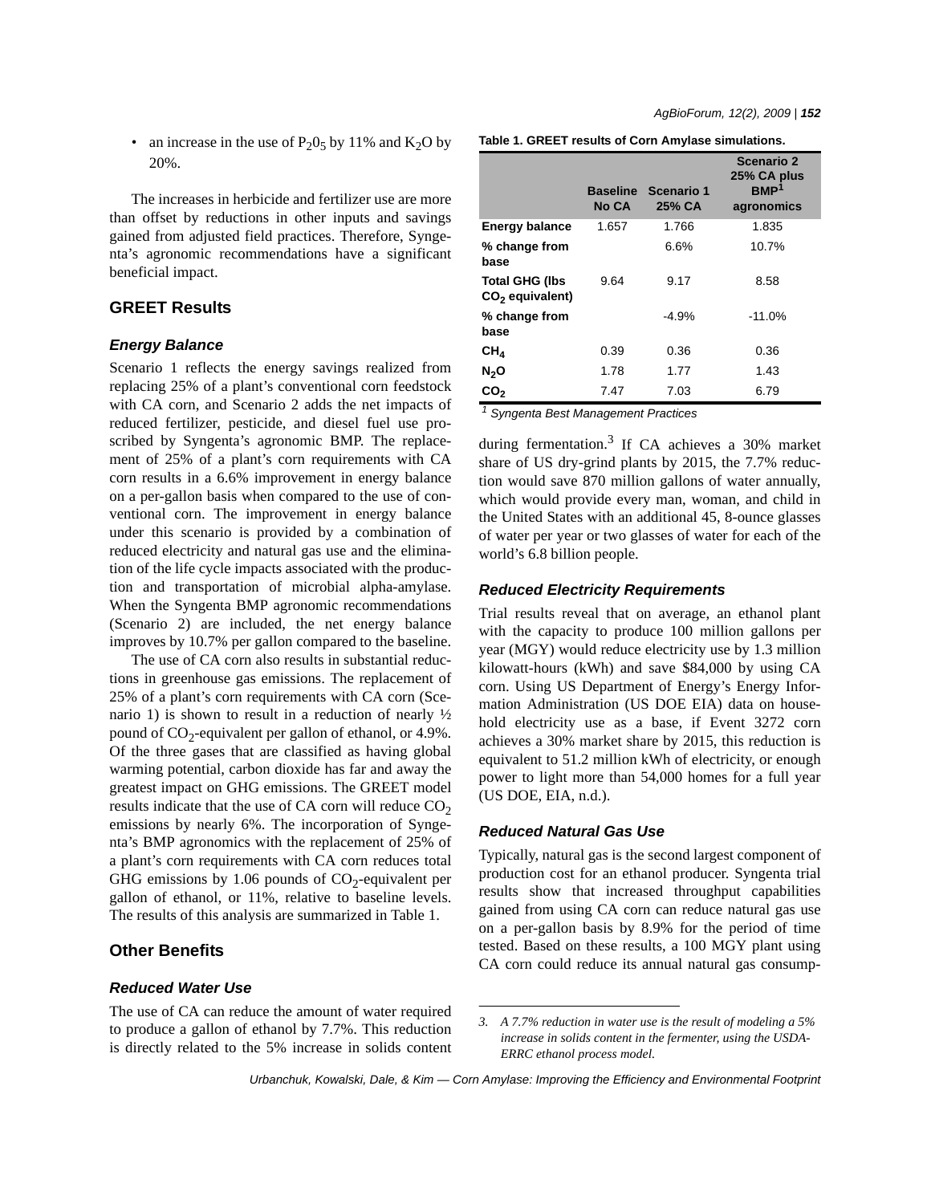- an increase in the use of $P_2O_5$ by 11% and $K_2O$ by 20%.

The increases in herbicide and fertilizer use are more than offset by reductions in other inputs and savings gained from adjusted field practices. Therefore, Syngenta's agronomic recommendations have a significant beneficial impact.

## GREET Results

### Energy Balance

Scenario 1 reflects the energy savings realized from replacing 25% of a plant's conventional corn feedstock with CA corn, and Scenario 2 adds the net impacts of reduced fertilizer, pesticide, and diesel fuel use proscribed by Syngenta's agronomic BMP. The replacement of 25% of a plant's corn requirements with CA corn results in a 6.6% improvement in energy balance on a per-gallon basis when compared to the use of conventional corn. The improvement in energy balance under this scenario is provided by a combination of reduced electricity and natural gas use and the elimination of the life cycle impacts associated with the production and transportation of microbial alpha-amylase. When the Syngenta BMP agronomic recommendations (Scenario 2) are included, the net energy balance improves by 10.7% per gallon compared to the baseline.

The use of CA corn also results in substantial reductions in greenhouse gas emissions. The replacement of 25% of a plant's corn requirements with CA corn (Scenario 1) is shown to result in a reduction of nearly ½ pound of $CO_2$-equivalent per gallon of ethanol, or 4.9%. Of the three gases that are classified as having global warming potential, carbon dioxide has far and away the greatest impact on GHG emissions. The GREET model results indicate that the use of CA corn will reduce $CO_2$ emissions by nearly 6%. The incorporation of Syngenta's BMP agronomics with the replacement of 25% of a plant's corn requirements with CA corn reduces total GHG emissions by 1.06 pounds of $CO_2$-equivalent per gallon of ethanol, or 11%, relative to baseline levels. The results of this analysis are summarized in Table 1.

**Table 1. GREET results of Corn Amylase simulations.**

| | Baseline No CA | Scenario 1 25% CA | Scenario 2 25% CA plus BMP[1] agronomics |
|---|---|---|---|
| Energy balance | 1.657 | 1.766 | 1.835 |
| % change from base | | 6.6% | 10.7% |
| Total GHG (lbs $CO_2$ equivalent) | 9.64 | 9.17 | 8.58 |
| % change from base | | -4.9% | -11.0% |
| $CH_4$ | 0.39 | 0.36 | 0.36 |
| $N_2O$ | 1.78 | 1.77 | 1.43 |
| $CO_2$ | 7.47 | 7.03 | 6.79 |

[1] *Syngenta Best Management Practices*

## Other Benefits

### Reduced Water Use

The use of CA can reduce the amount of water required to produce a gallon of ethanol by 7.7%. This reduction is directly related to the 5% increase in solids content during fermentation.[3] If CA achieves a 30% market share of US dry-grind plants by 2015, the 7.7% reduction would save 870 million gallons of water annually, which would provide every man, woman, and child in the United States with an additional 45, 8-ounce glasses of water per year or two glasses of water for each of the world's 6.8 billion people.

### Reduced Electricity Requirements

Trial results reveal that on average, an ethanol plant with the capacity to produce 100 million gallons per year (MGY) would reduce electricity use by 1.3 million kilowatt-hours (kWh) and save $84,000 by using CA corn. Using US Department of Energy's Energy Information Administration (US DOE EIA) data on household electricity use as a base, if Event 3272 corn achieves a 30% market share by 2015, this reduction is equivalent to 51.2 million kWh of electricity, or enough power to light more than 54,000 homes for a full year (US DOE, EIA, n.d.).

### Reduced Natural Gas Use

Typically, natural gas is the second largest component of production cost for an ethanol producer. Syngenta trial results show that increased throughput capabilities gained from using CA corn can reduce natural gas use on a per-gallon basis by 8.9% for the period of time tested. Based on these results, a 100 MGY plant using CA corn could reduce its annual natural gas consump-

3. *A 7.7% reduction in water use is the result of modeling a 5% increase in solids content in the fermenter, using the USDA-ERRC ethanol process model.*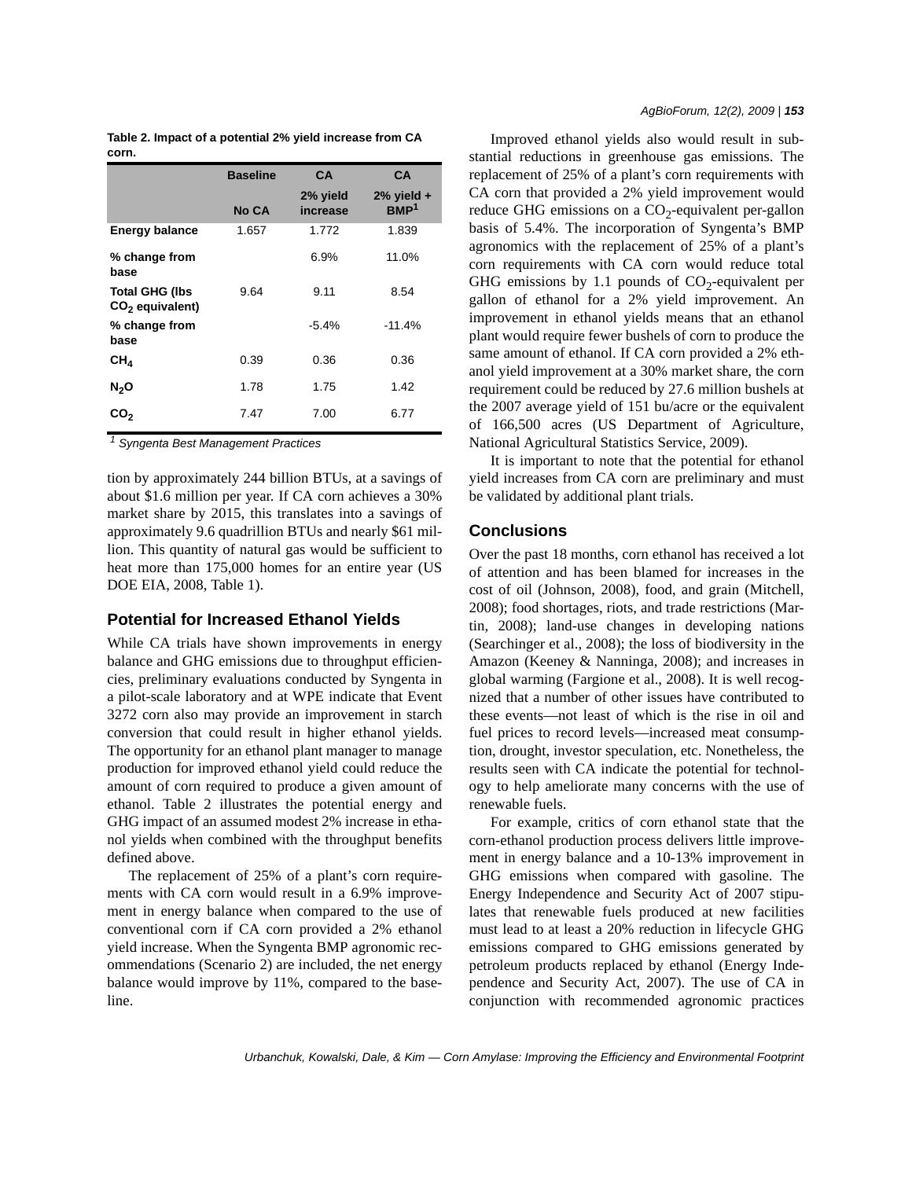**Table 2. Impact of a potential 2% yield increase from CA corn.**

| | Baseline | CA | CA |
|---|---|---|---|
| | No CA | 2% yield increase | 2% yield + BMP[1] |
| **Energy balance** | 1.657 | 1.772 | 1.839 |
| **% change from base** | | 6.9% | 11.0% |
| **Total GHG (lbs $CO_2$ equivalent)** | 9.64 | 9.11 | 8.54 |
| **% change from base** | | -5.4% | -11.4% |
| **$CH_4$** | 0.39 | 0.36 | 0.36 |
| **$N_2O$** | 1.78 | 1.75 | 1.42 |
| **$CO_2$** | 7.47 | 7.00 | 6.77 |

*[1] Syngenta Best Management Practices*

tion by approximately 244 billion BTUs, at a savings of about $1.6 million per year. If CA corn achieves a 30% market share by 2015, this translates into a savings of approximately 9.6 quadrillion BTUs and nearly $61 million. This quantity of natural gas would be sufficient to heat more than 175,000 homes for an entire year (US DOE EIA, 2008, Table 1).

## Potential for Increased Ethanol Yields

While CA trials have shown improvements in energy balance and GHG emissions due to throughput efficiencies, preliminary evaluations conducted by Syngenta in a pilot-scale laboratory and at WPE indicate that Event 3272 corn also may provide an improvement in starch conversion that could result in higher ethanol yields. The opportunity for an ethanol plant manager to manage production for improved ethanol yield could reduce the amount of corn required to produce a given amount of ethanol. Table 2 illustrates the potential energy and GHG impact of an assumed modest 2% increase in ethanol yields when combined with the throughput benefits defined above.

The replacement of 25% of a plant's corn requirements with CA corn would result in a 6.9% improvement in energy balance when compared to the use of conventional corn if CA corn provided a 2% ethanol yield increase. When the Syngenta BMP agronomic recommendations (Scenario 2) are included, the net energy balance would improve by 11%, compared to the baseline.

Improved ethanol yields also would result in substantial reductions in greenhouse gas emissions. The replacement of 25% of a plant's corn requirements with CA corn that provided a 2% yield improvement would reduce GHG emissions on a $CO_2$-equivalent per-gallon basis of 5.4%. The incorporation of Syngenta's BMP agronomics with the replacement of 25% of a plant's corn requirements with CA corn would reduce total GHG emissions by 1.1 pounds of $CO_2$-equivalent per gallon of ethanol for a 2% yield improvement. An improvement in ethanol yields means that an ethanol plant would require fewer bushels of corn to produce the same amount of ethanol. If CA corn provided a 2% ethanol yield improvement at a 30% market share, the corn requirement could be reduced by 27.6 million bushels at the 2007 average yield of 151 bu/acre or the equivalent of 166,500 acres (US Department of Agriculture, National Agricultural Statistics Service, 2009).

It is important to note that the potential for ethanol yield increases from CA corn are preliminary and must be validated by additional plant trials.

## Conclusions

Over the past 18 months, corn ethanol has received a lot of attention and has been blamed for increases in the cost of oil (Johnson, 2008), food, and grain (Mitchell, 2008); food shortages, riots, and trade restrictions (Martin, 2008); land-use changes in developing nations (Searchinger et al., 2008); the loss of biodiversity in the Amazon (Keeney & Nanninga, 2008); and increases in global warming (Fargione et al., 2008). It is well recognized that a number of other issues have contributed to these events—not least of which is the rise in oil and fuel prices to record levels—increased meat consumption, drought, investor speculation, etc. Nonetheless, the results seen with CA indicate the potential for technology to help ameliorate many concerns with the use of renewable fuels.

For example, critics of corn ethanol state that the corn-ethanol production process delivers little improvement in energy balance and a 10-13% improvement in GHG emissions when compared with gasoline. The Energy Independence and Security Act of 2007 stipulates that renewable fuels produced at new facilities must lead to at least a 20% reduction in lifecycle GHG emissions compared to GHG emissions generated by petroleum products replaced by ethanol (Energy Independence and Security Act, 2007). The use of CA in conjunction with recommended agronomic practices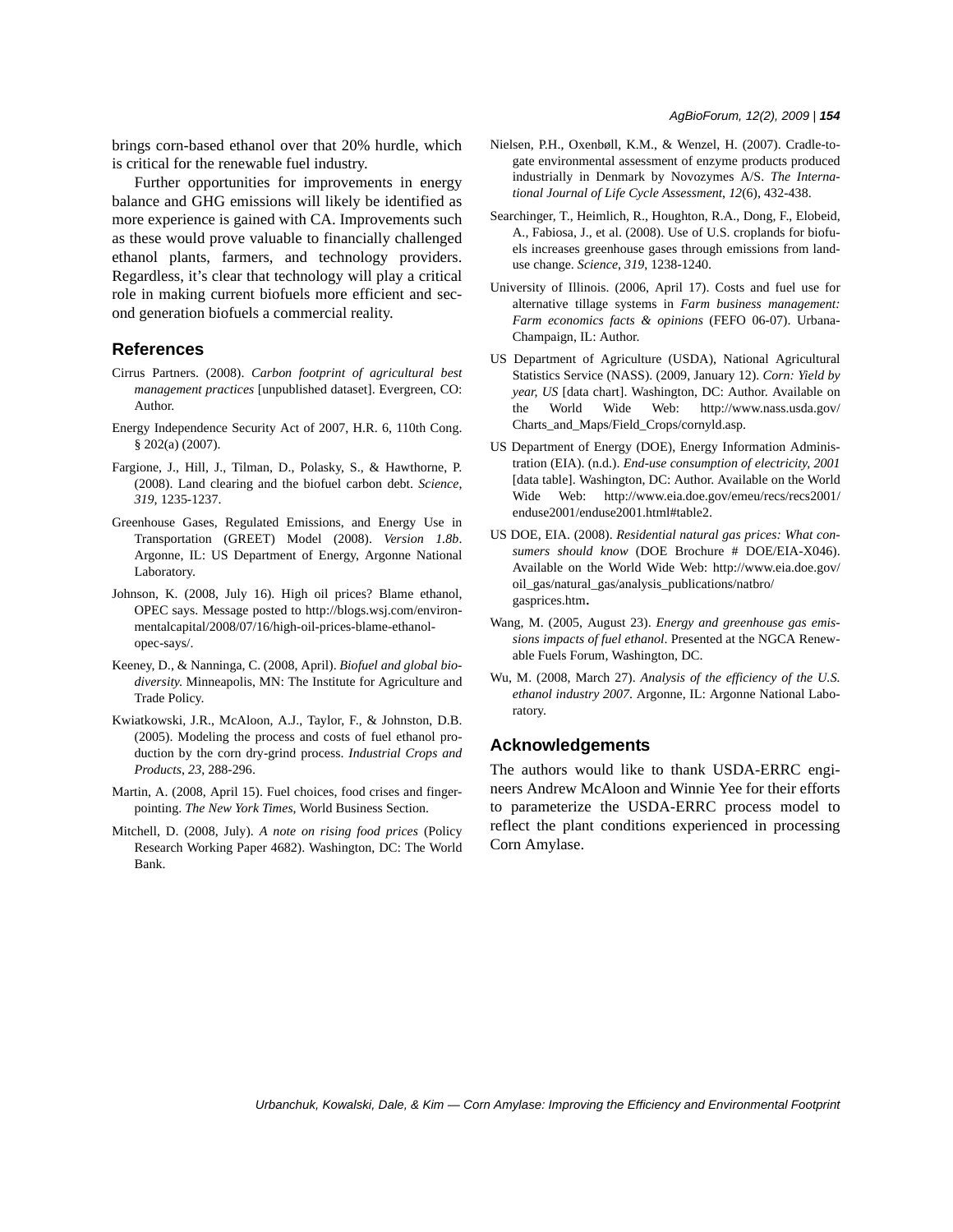brings corn-based ethanol over that 20% hurdle, which is critical for the renewable fuel industry.

Further opportunities for improvements in energy balance and GHG emissions will likely be identified as more experience is gained with CA. Improvements such as these would prove valuable to financially challenged ethanol plants, farmers, and technology providers. Regardless, it's clear that technology will play a critical role in making current biofuels more efficient and second generation biofuels a commercial reality.

## References

Cirrus Partners. (2008). *Carbon footprint of agricultural best management practices* [unpublished dataset]. Evergreen, CO: Author.

Energy Independence Security Act of 2007, H.R. 6, 110th Cong. § 202(a) (2007).

Fargione, J., Hill, J., Tilman, D., Polasky, S., & Hawthorne, P. (2008). Land clearing and the biofuel carbon debt. *Science, 319*, 1235-1237.

Greenhouse Gases, Regulated Emissions, and Energy Use in Transportation (GREET) Model (2008). *Version 1.8b*. Argonne, IL: US Department of Energy, Argonne National Laboratory.

Johnson, K. (2008, July 16). High oil prices? Blame ethanol, OPEC says. Message posted to http://blogs.wsj.com/environmentalcapital/2008/07/16/high-oil-prices-blame-ethanol-opec-says/.

Keeney, D., & Nanninga, C. (2008, April). *Biofuel and global biodiversity.* Minneapolis, MN: The Institute for Agriculture and Trade Policy.

Kwiatkowski, J.R., McAloon, A.J., Taylor, F., & Johnston, D.B. (2005). Modeling the process and costs of fuel ethanol production by the corn dry-grind process. *Industrial Crops and Products*, *23*, 288-296.

Martin, A. (2008, April 15). Fuel choices, food crises and finger-pointing. *The New York Times*, World Business Section.

Mitchell, D. (2008, July). *A note on rising food prices* (Policy Research Working Paper 4682). Washington, DC: The World Bank.

Nielsen, P.H., Oxenbøll, K.M., & Wenzel, H. (2007). Cradle-to-gate environmental assessment of enzyme products produced industrially in Denmark by Novozymes A/S. *The International Journal of Life Cycle Assessment*, *12*(6), 432-438.

Searchinger, T., Heimlich, R., Houghton, R.A., Dong, F., Elobeid, A., Fabiosa, J., et al. (2008). Use of U.S. croplands for biofuels increases greenhouse gases through emissions from land-use change. *Science*, *319*, 1238-1240.

University of Illinois. (2006, April 17). Costs and fuel use for alternative tillage systems in *Farm business management: Farm economics facts & opinions* (FEFO 06-07). Urbana-Champaign, IL: Author.

US Department of Agriculture (USDA), National Agricultural Statistics Service (NASS). (2009, January 12). *Corn: Yield by year, US* [data chart]. Washington, DC: Author. Available on the World Wide Web: http://www.nass.usda.gov/Charts_and_Maps/Field_Crops/cornyld.asp.

US Department of Energy (DOE), Energy Information Administration (EIA). (n.d.). *End-use consumption of electricity, 2001* [data table]. Washington, DC: Author. Available on the World Wide Web: http://www.eia.doe.gov/emeu/recs/recs2001/enduse2001/enduse2001.html#table2.

US DOE, EIA. (2008). *Residential natural gas prices: What consumers should know* (DOE Brochure # DOE/EIA-X046). Available on the World Wide Web: http://www.eia.doe.gov/oil_gas/natural_gas/analysis_publications/natbro/gasprices.htm.

Wang, M. (2005, August 23). *Energy and greenhouse gas emissions impacts of fuel ethanol*. Presented at the NGCA Renewable Fuels Forum, Washington, DC.

Wu, M. (2008, March 27). *Analysis of the efficiency of the U.S. ethanol industry 2007*. Argonne, IL: Argonne National Laboratory.

## Acknowledgements

The authors would like to thank USDA-ERRC engineers Andrew McAloon and Winnie Yee for their efforts to parameterize the USDA-ERRC process model to reflect the plant conditions experienced in processing Corn Amylase.